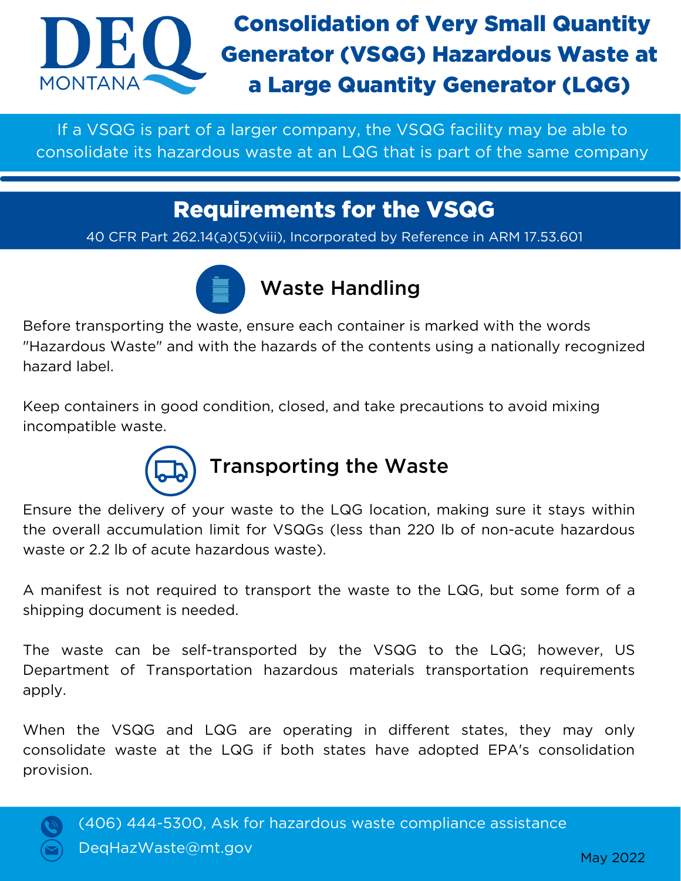DEQ MONTANA

# Consolidation of Very Small Quantity Generator (VSQG) Hazardous Waste at a Large Quantity Generator (LQG)

If a VSQG is part of a larger company, the VSQG facility may be able to consolidate its hazardous waste at an LQG that is part of the same company

## Requirements for the VSQG

40 CFR Part 262.14(a)(5)(viii), Incorporated by Reference in ARM 17.53.601

### Waste Handling

Before transporting the waste, ensure each container is marked with the words "Hazardous Waste" and with the hazards of the contents using a nationally recognized hazard label.

Keep containers in good condition, closed, and take precautions to avoid mixing incompatible waste.

### Transporting the Waste

Ensure the delivery of your waste to the LQG location, making sure it stays within the overall accumulation limit for VSQGs (less than 220 lb of non-acute hazardous waste or 2.2 lb of acute hazardous waste).

A manifest is not required to transport the waste to the LQG, but some form of a shipping document is needed.

The waste can be self-transported by the VSQG to the LQG; however, US Department of Transportation hazardous materials transportation requirements apply.

When the VSQG and LQG are operating in different states, they may only consolidate waste at the LQG if both states have adopted EPA's consolidation provision.

(406) 444-5300, Ask for hazardous waste compliance assistance

DeqHazWaste@mt.gov

May 2022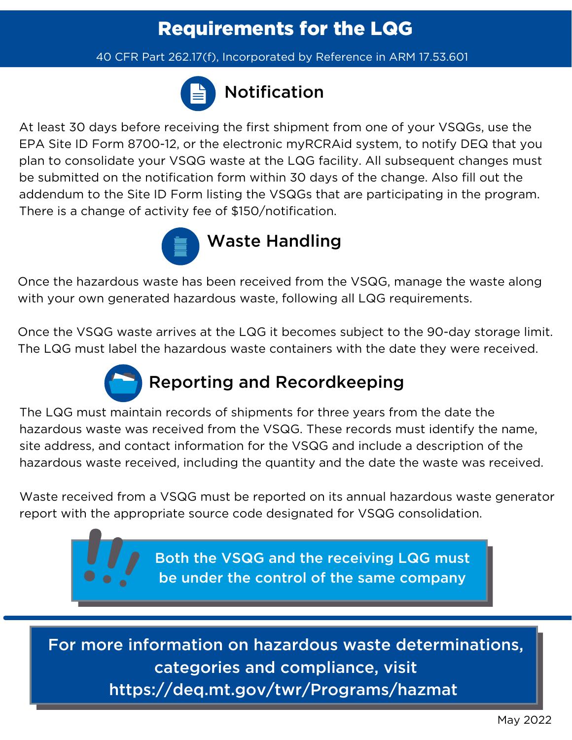# Requirements for the LQG

40 CFR Part 262.17(f), Incorporated by Reference in ARM 17.53.601

## Notification

At least 30 days before receiving the first shipment from one of your VSQGs, use the EPA Site ID Form 8700-12, or the electronic myRCRAid system, to notify DEQ that you plan to consolidate your VSQG waste at the LQG facility. All subsequent changes must be submitted on the notification form within 30 days of the change. Also fill out the addendum to the Site ID Form listing the VSQGs that are participating in the program. There is a change of activity fee of $150/notification.

## Waste Handling

Once the hazardous waste has been received from the VSQG, manage the waste along with your own generated hazardous waste, following all LQG requirements.

Once the VSQG waste arrives at the LQG it becomes subject to the 90-day storage limit. The LQG must label the hazardous waste containers with the date they were received.

## Reporting and Recordkeeping

The LQG must maintain records of shipments for three years from the date the hazardous waste was received from the VSQG. These records must identify the name, site address, and contact information for the VSQG and include a description of the hazardous waste received, including the quantity and the date the waste was received.

Waste received from a VSQG must be reported on its annual hazardous waste generator report with the appropriate source code designated for VSQG consolidation.

**Both the VSQG and the receiving LQG must be under the control of the same company**

**For more information on hazardous waste determinations, categories and compliance, visit https://deq.mt.gov/twr/Programs/hazmat**

May 2022